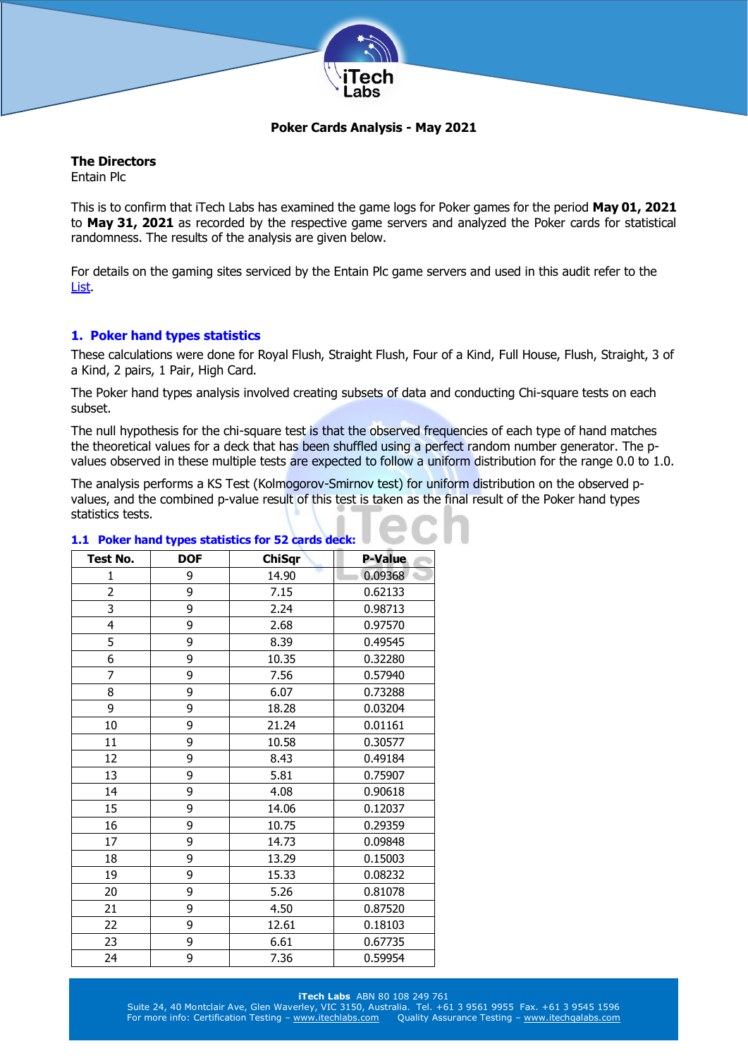**Poker Cards Analysis - May 2021**

**The Directors**
Entain Plc

This is to confirm that iTech Labs has examined the game logs for Poker games for the period **May 01, 2021** to **May 31, 2021** as recorded by the respective game servers and analyzed the Poker cards for statistical randomness. The results of the analysis are given below.

For details on the gaming sites serviced by the Entain Plc game servers and used in this audit refer to the List.

## 1. Poker hand types statistics

These calculations were done for Royal Flush, Straight Flush, Four of a Kind, Full House, Flush, Straight, 3 of a Kind, 2 pairs, 1 Pair, High Card.

The Poker hand types analysis involved creating subsets of data and conducting Chi-square tests on each subset.

The null hypothesis for the chi-square test is that the observed frequencies of each type of hand matches the theoretical values for a deck that has been shuffled using a perfect random number generator. The p-values observed in these multiple tests are expected to follow a uniform distribution for the range 0.0 to 1.0.

The analysis performs a KS Test (Kolmogorov-Smirnov test) for uniform distribution on the observed p-values, and the combined p-value result of this test is taken as the final result of the Poker hand types statistics tests.

### 1.1 Poker hand types statistics for 52 cards deck:

| Test No. | DOF | ChiSqr | P-Value |
|---|---|---|---|
| 1 | 9 | 14.90 | 0.09368 |
| 2 | 9 | 7.15 | 0.62133 |
| 3 | 9 | 2.24 | 0.98713 |
| 4 | 9 | 2.68 | 0.97570 |
| 5 | 9 | 8.39 | 0.49545 |
| 6 | 9 | 10.35 | 0.32280 |
| 7 | 9 | 7.56 | 0.57940 |
| 8 | 9 | 6.07 | 0.73288 |
| 9 | 9 | 18.28 | 0.03204 |
| 10 | 9 | 21.24 | 0.01161 |
| 11 | 9 | 10.58 | 0.30577 |
| 12 | 9 | 8.43 | 0.49184 |
| 13 | 9 | 5.81 | 0.75907 |
| 14 | 9 | 4.08 | 0.90618 |
| 15 | 9 | 14.06 | 0.12037 |
| 16 | 9 | 10.75 | 0.29359 |
| 17 | 9 | 14.73 | 0.09848 |
| 18 | 9 | 13.29 | 0.15003 |
| 19 | 9 | 15.33 | 0.08232 |
| 20 | 9 | 5.26 | 0.81078 |
| 21 | 9 | 4.50 | 0.87520 |
| 22 | 9 | 12.61 | 0.18103 |
| 23 | 9 | 6.61 | 0.67735 |
| 24 | 9 | 7.36 | 0.59954 |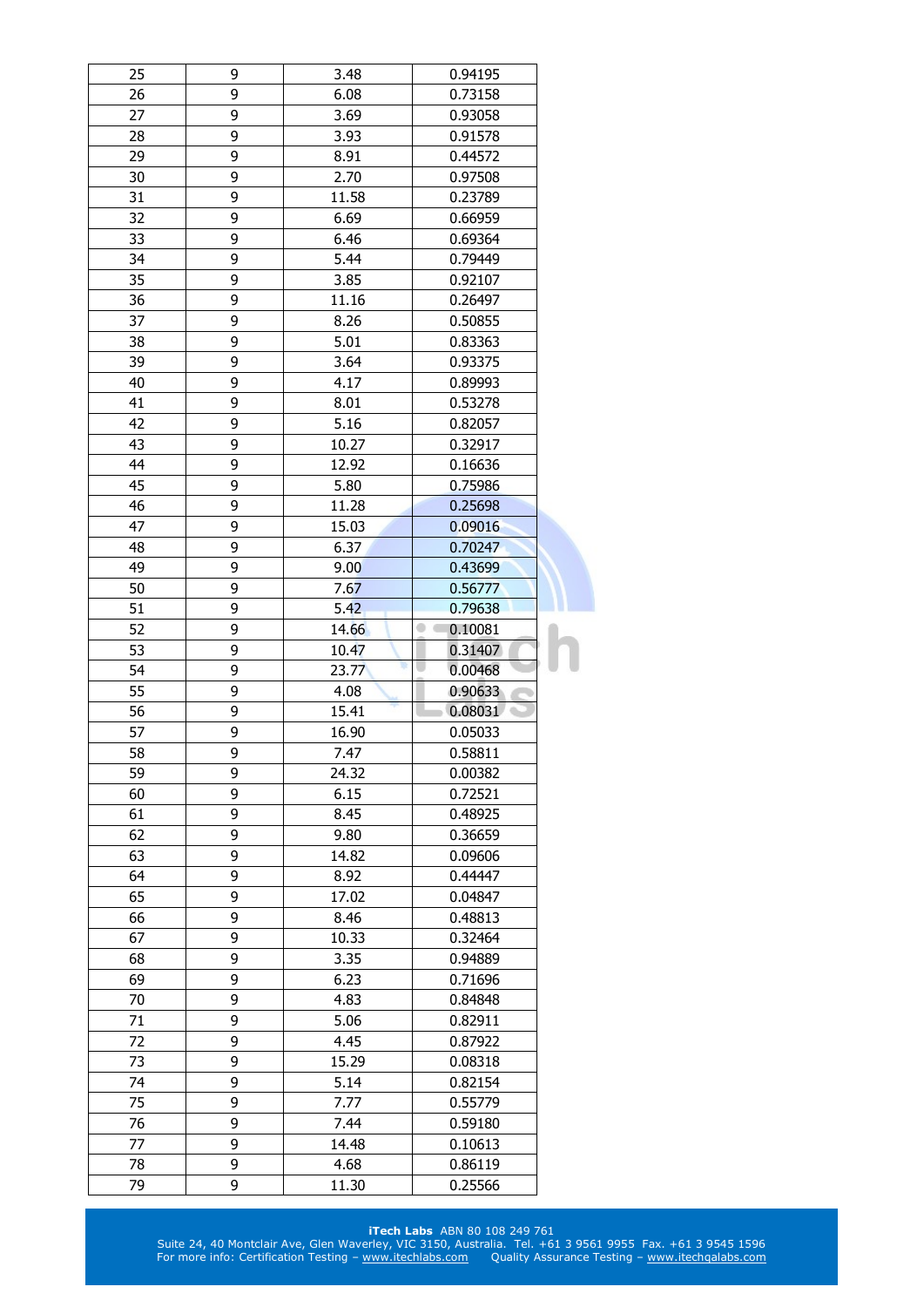| 25 | 9 | 3.48 | 0.94195 |
|---|---|---|---|
| 26 | 9 | 6.08 | 0.73158 |
| 27 | 9 | 3.69 | 0.93058 |
| 28 | 9 | 3.93 | 0.91578 |
| 29 | 9 | 8.91 | 0.44572 |
| 30 | 9 | 2.70 | 0.97508 |
| 31 | 9 | 11.58 | 0.23789 |
| 32 | 9 | 6.69 | 0.66959 |
| 33 | 9 | 6.46 | 0.69364 |
| 34 | 9 | 5.44 | 0.79449 |
| 35 | 9 | 3.85 | 0.92107 |
| 36 | 9 | 11.16 | 0.26497 |
| 37 | 9 | 8.26 | 0.50855 |
| 38 | 9 | 5.01 | 0.83363 |
| 39 | 9 | 3.64 | 0.93375 |
| 40 | 9 | 4.17 | 0.89993 |
| 41 | 9 | 8.01 | 0.53278 |
| 42 | 9 | 5.16 | 0.82057 |
| 43 | 9 | 10.27 | 0.32917 |
| 44 | 9 | 12.92 | 0.16636 |
| 45 | 9 | 5.80 | 0.75986 |
| 46 | 9 | 11.28 | 0.25698 |
| 47 | 9 | 15.03 | 0.09016 |
| 48 | 9 | 6.37 | 0.70247 |
| 49 | 9 | 9.00 | 0.43699 |
| 50 | 9 | 7.67 | 0.56777 |
| 51 | 9 | 5.42 | 0.79638 |
| 52 | 9 | 14.66 | 0.10081 |
| 53 | 9 | 10.47 | 0.31407 |
| 54 | 9 | 23.77 | 0.00468 |
| 55 | 9 | 4.08 | 0.90633 |
| 56 | 9 | 15.41 | 0.08031 |
| 57 | 9 | 16.90 | 0.05033 |
| 58 | 9 | 7.47 | 0.58811 |
| 59 | 9 | 24.32 | 0.00382 |
| 60 | 9 | 6.15 | 0.72521 |
| 61 | 9 | 8.45 | 0.48925 |
| 62 | 9 | 9.80 | 0.36659 |
| 63 | 9 | 14.82 | 0.09606 |
| 64 | 9 | 8.92 | 0.44447 |
| 65 | 9 | 17.02 | 0.04847 |
| 66 | 9 | 8.46 | 0.48813 |
| 67 | 9 | 10.33 | 0.32464 |
| 68 | 9 | 3.35 | 0.94889 |
| 69 | 9 | 6.23 | 0.71696 |
| 70 | 9 | 4.83 | 0.84848 |
| 71 | 9 | 5.06 | 0.82911 |
| 72 | 9 | 4.45 | 0.87922 |
| 73 | 9 | 15.29 | 0.08318 |
| 74 | 9 | 5.14 | 0.82154 |
| 75 | 9 | 7.77 | 0.55779 |
| 76 | 9 | 7.44 | 0.59180 |
| 77 | 9 | 14.48 | 0.10613 |
| 78 | 9 | 4.68 | 0.86119 |
| 79 | 9 | 11.30 | 0.25566 |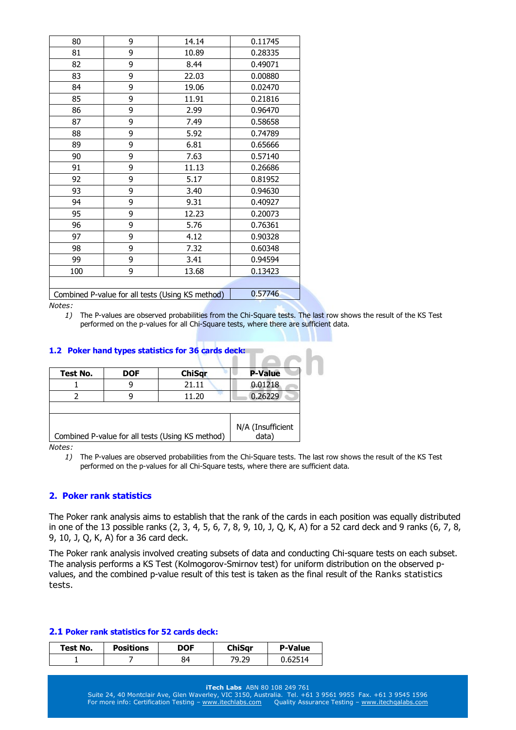| | | | |
|---|---|---|---|
| 80 | 9 | 14.14 | 0.11745 |
| 81 | 9 | 10.89 | 0.28335 |
| 82 | 9 | 8.44 | 0.49071 |
| 83 | 9 | 22.03 | 0.00880 |
| 84 | 9 | 19.06 | 0.02470 |
| 85 | 9 | 11.91 | 0.21816 |
| 86 | 9 | 2.99 | 0.96470 |
| 87 | 9 | 7.49 | 0.58658 |
| 88 | 9 | 5.92 | 0.74789 |
| 89 | 9 | 6.81 | 0.65666 |
| 90 | 9 | 7.63 | 0.57140 |
| 91 | 9 | 11.13 | 0.26686 |
| 92 | 9 | 5.17 | 0.81952 |
| 93 | 9 | 3.40 | 0.94630 |
| 94 | 9 | 9.31 | 0.40927 |
| 95 | 9 | 12.23 | 0.20073 |
| 96 | 9 | 5.76 | 0.76361 |
| 97 | 9 | 4.12 | 0.90328 |
| 98 | 9 | 7.32 | 0.60348 |
| 99 | 9 | 3.41 | 0.94594 |
| 100 | 9 | 13.68 | 0.13423 |
| | | | |
| Combined P-value for all tests (Using KS method) | | | 0.57746 |

*Notes:*

1) The P-values are observed probabilities from the Chi-Square tests. The last row shows the result of the KS Test performed on the p-values for all Chi-Square tests, where there are sufficient data.

### 1.2 Poker hand types statistics for 36 cards deck:

| Test No. | DOF | ChiSqr | P-Value |
|---|---|---|---|
| 1 | 9 | 21.11 | 0.01218 |
| 2 | 9 | 11.20 | 0.26229 |
| | | | |
| Combined P-value for all tests (Using KS method) | | | N/A (Insufficient data) |

*Notes:*

1) The P-values are observed probabilities from the Chi-Square tests. The last row shows the result of the KS Test performed on the p-values for all Chi-Square tests, where there are sufficient data.

## 2. Poker rank statistics

The Poker rank analysis aims to establish that the rank of the cards in each position was equally distributed in one of the 13 possible ranks (2, 3, 4, 5, 6, 7, 8, 9, 10, J, Q, K, A) for a 52 card deck and 9 ranks (6, 7, 8, 9, 10, J, Q, K, A) for a 36 card deck.

The Poker rank analysis involved creating subsets of data and conducting Chi-square tests on each subset. The analysis performs a KS Test (Kolmogorov-Smirnov test) for uniform distribution on the observed p-values, and the combined p-value result of this test is taken as the final result of the Ranks statistics tests.

### 2.1 Poker rank statistics for 52 cards deck:

| Test No. | Positions | DOF | ChiSqr | P-Value |
|---|---|---|---|---|
| 1 | 7 | 84 | 79.29 | 0.62514 |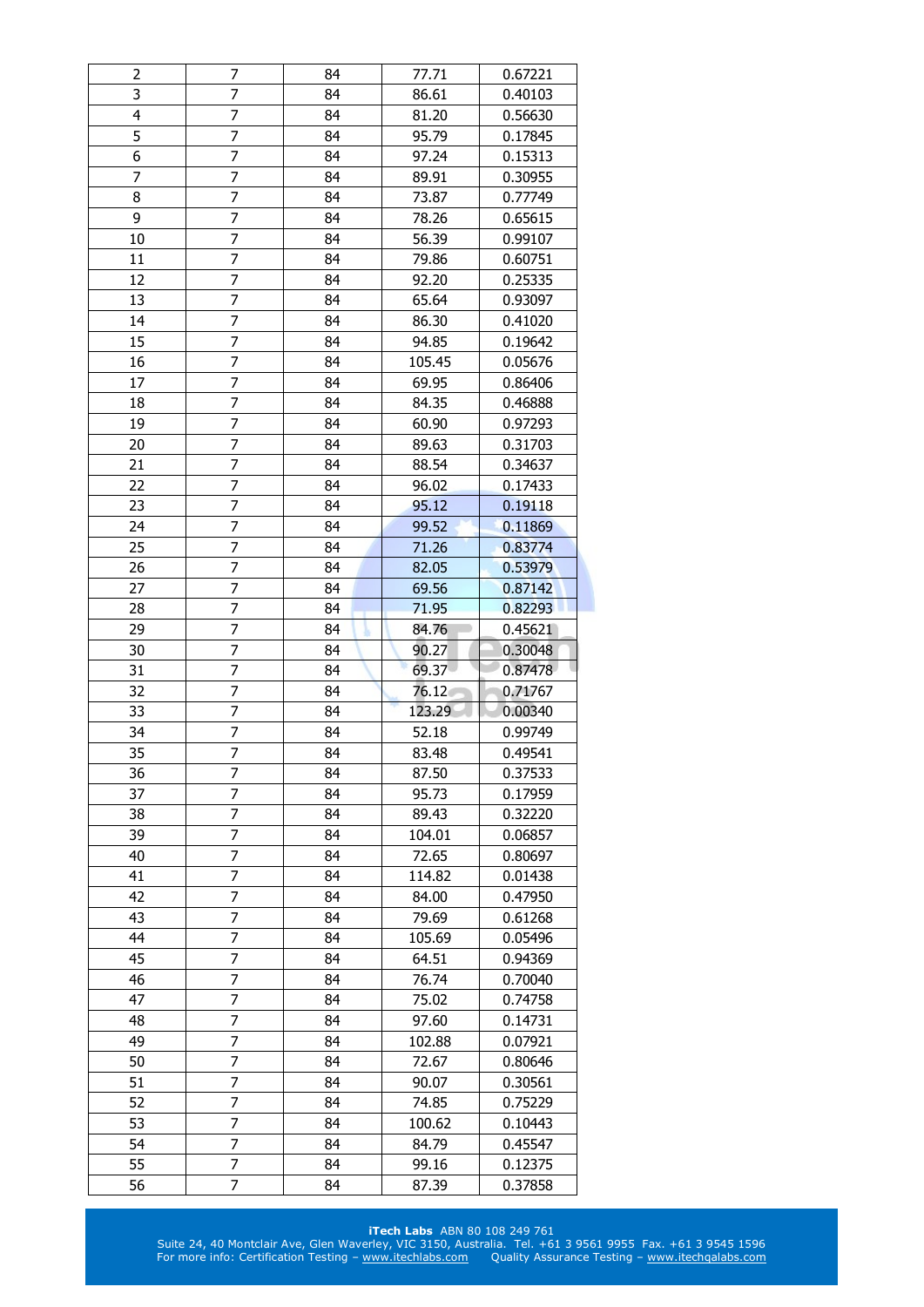| 2 | 7 | 84 | 77.71 | 0.67221 |
|---|---|---|---|---|
| 3 | 7 | 84 | 86.61 | 0.40103 |
| 4 | 7 | 84 | 81.20 | 0.56630 |
| 5 | 7 | 84 | 95.79 | 0.17845 |
| 6 | 7 | 84 | 97.24 | 0.15313 |
| 7 | 7 | 84 | 89.91 | 0.30955 |
| 8 | 7 | 84 | 73.87 | 0.77749 |
| 9 | 7 | 84 | 78.26 | 0.65615 |
| 10 | 7 | 84 | 56.39 | 0.99107 |
| 11 | 7 | 84 | 79.86 | 0.60751 |
| 12 | 7 | 84 | 92.20 | 0.25335 |
| 13 | 7 | 84 | 65.64 | 0.93097 |
| 14 | 7 | 84 | 86.30 | 0.41020 |
| 15 | 7 | 84 | 94.85 | 0.19642 |
| 16 | 7 | 84 | 105.45 | 0.05676 |
| 17 | 7 | 84 | 69.95 | 0.86406 |
| 18 | 7 | 84 | 84.35 | 0.46888 |
| 19 | 7 | 84 | 60.90 | 0.97293 |
| 20 | 7 | 84 | 89.63 | 0.31703 |
| 21 | 7 | 84 | 88.54 | 0.34637 |
| 22 | 7 | 84 | 96.02 | 0.17433 |
| 23 | 7 | 84 | 95.12 | 0.19118 |
| 24 | 7 | 84 | 99.52 | 0.11869 |
| 25 | 7 | 84 | 71.26 | 0.83774 |
| 26 | 7 | 84 | 82.05 | 0.53979 |
| 27 | 7 | 84 | 69.56 | 0.87142 |
| 28 | 7 | 84 | 71.95 | 0.82293 |
| 29 | 7 | 84 | 84.76 | 0.45621 |
| 30 | 7 | 84 | 90.27 | 0.30048 |
| 31 | 7 | 84 | 69.37 | 0.87478 |
| 32 | 7 | 84 | 76.12 | 0.71767 |
| 33 | 7 | 84 | 123.29 | 0.00340 |
| 34 | 7 | 84 | 52.18 | 0.99749 |
| 35 | 7 | 84 | 83.48 | 0.49541 |
| 36 | 7 | 84 | 87.50 | 0.37533 |
| 37 | 7 | 84 | 95.73 | 0.17959 |
| 38 | 7 | 84 | 89.43 | 0.32220 |
| 39 | 7 | 84 | 104.01 | 0.06857 |
| 40 | 7 | 84 | 72.65 | 0.80697 |
| 41 | 7 | 84 | 114.82 | 0.01438 |
| 42 | 7 | 84 | 84.00 | 0.47950 |
| 43 | 7 | 84 | 79.69 | 0.61268 |
| 44 | 7 | 84 | 105.69 | 0.05496 |
| 45 | 7 | 84 | 64.51 | 0.94369 |
| 46 | 7 | 84 | 76.74 | 0.70040 |
| 47 | 7 | 84 | 75.02 | 0.74758 |
| 48 | 7 | 84 | 97.60 | 0.14731 |
| 49 | 7 | 84 | 102.88 | 0.07921 |
| 50 | 7 | 84 | 72.67 | 0.80646 |
| 51 | 7 | 84 | 90.07 | 0.30561 |
| 52 | 7 | 84 | 74.85 | 0.75229 |
| 53 | 7 | 84 | 100.62 | 0.10443 |
| 54 | 7 | 84 | 84.79 | 0.45547 |
| 55 | 7 | 84 | 99.16 | 0.12375 |
| 56 | 7 | 84 | 87.39 | 0.37858 |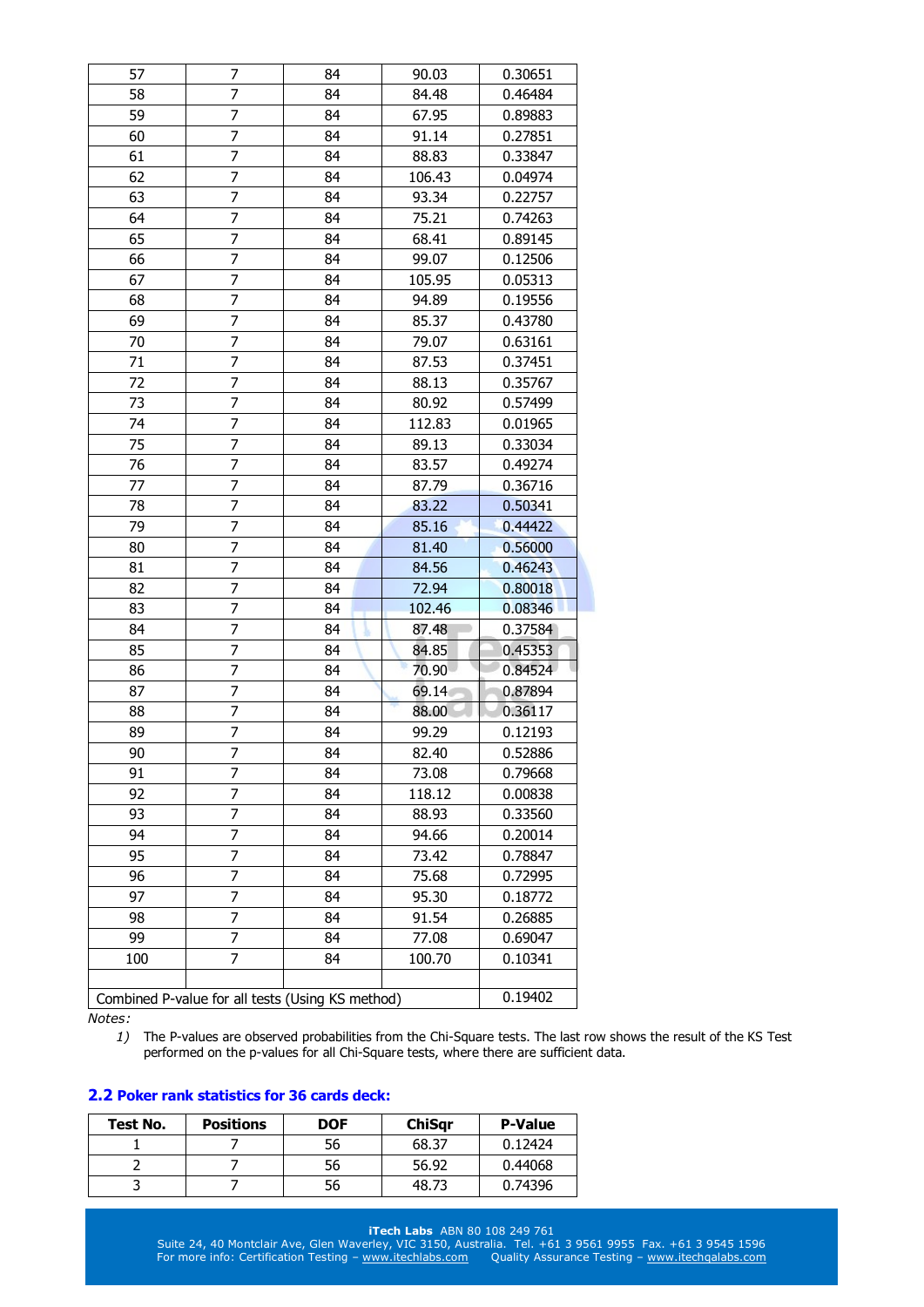| | | | | |
|---|---|---|---|---|
| 57 | 7 | 84 | 90.03 | 0.30651 |
| 58 | 7 | 84 | 84.48 | 0.46484 |
| 59 | 7 | 84 | 67.95 | 0.89883 |
| 60 | 7 | 84 | 91.14 | 0.27851 |
| 61 | 7 | 84 | 88.83 | 0.33847 |
| 62 | 7 | 84 | 106.43 | 0.04974 |
| 63 | 7 | 84 | 93.34 | 0.22757 |
| 64 | 7 | 84 | 75.21 | 0.74263 |
| 65 | 7 | 84 | 68.41 | 0.89145 |
| 66 | 7 | 84 | 99.07 | 0.12506 |
| 67 | 7 | 84 | 105.95 | 0.05313 |
| 68 | 7 | 84 | 94.89 | 0.19556 |
| 69 | 7 | 84 | 85.37 | 0.43780 |
| 70 | 7 | 84 | 79.07 | 0.63161 |
| 71 | 7 | 84 | 87.53 | 0.37451 |
| 72 | 7 | 84 | 88.13 | 0.35767 |
| 73 | 7 | 84 | 80.92 | 0.57499 |
| 74 | 7 | 84 | 112.83 | 0.01965 |
| 75 | 7 | 84 | 89.13 | 0.33034 |
| 76 | 7 | 84 | 83.57 | 0.49274 |
| 77 | 7 | 84 | 87.79 | 0.36716 |
| 78 | 7 | 84 | 83.22 | 0.50341 |
| 79 | 7 | 84 | 85.16 | 0.44422 |
| 80 | 7 | 84 | 81.40 | 0.56000 |
| 81 | 7 | 84 | 84.56 | 0.46243 |
| 82 | 7 | 84 | 72.94 | 0.80018 |
| 83 | 7 | 84 | 102.46 | 0.08346 |
| 84 | 7 | 84 | 87.48 | 0.37584 |
| 85 | 7 | 84 | 84.85 | 0.45353 |
| 86 | 7 | 84 | 70.90 | 0.84524 |
| 87 | 7 | 84 | 69.14 | 0.87894 |
| 88 | 7 | 84 | 88.00 | 0.36117 |
| 89 | 7 | 84 | 99.29 | 0.12193 |
| 90 | 7 | 84 | 82.40 | 0.52886 |
| 91 | 7 | 84 | 73.08 | 0.79668 |
| 92 | 7 | 84 | 118.12 | 0.00838 |
| 93 | 7 | 84 | 88.93 | 0.33560 |
| 94 | 7 | 84 | 94.66 | 0.20014 |
| 95 | 7 | 84 | 73.42 | 0.78847 |
| 96 | 7 | 84 | 75.68 | 0.72995 |
| 97 | 7 | 84 | 95.30 | 0.18772 |
| 98 | 7 | 84 | 91.54 | 0.26885 |
| 99 | 7 | 84 | 77.08 | 0.69047 |
| 100 | 7 | 84 | 100.70 | 0.10341 |
| | | | | |
| Combined P-value for all tests (Using KS method) | | | | 0.19402 |

*Notes:*

1) The P-values are observed probabilities from the Chi-Square tests. The last row shows the result of the KS Test performed on the p-values for all Chi-Square tests, where there are sufficient data.

## 2.2 Poker rank statistics for 36 cards deck:

| Test No. | Positions | DOF | ChiSqr | P-Value |
|---|---|---|---|---|
| 1 | 7 | 56 | 68.37 | 0.12424 |
| 2 | 7 | 56 | 56.92 | 0.44068 |
| 3 | 7 | 56 | 48.73 | 0.74396 |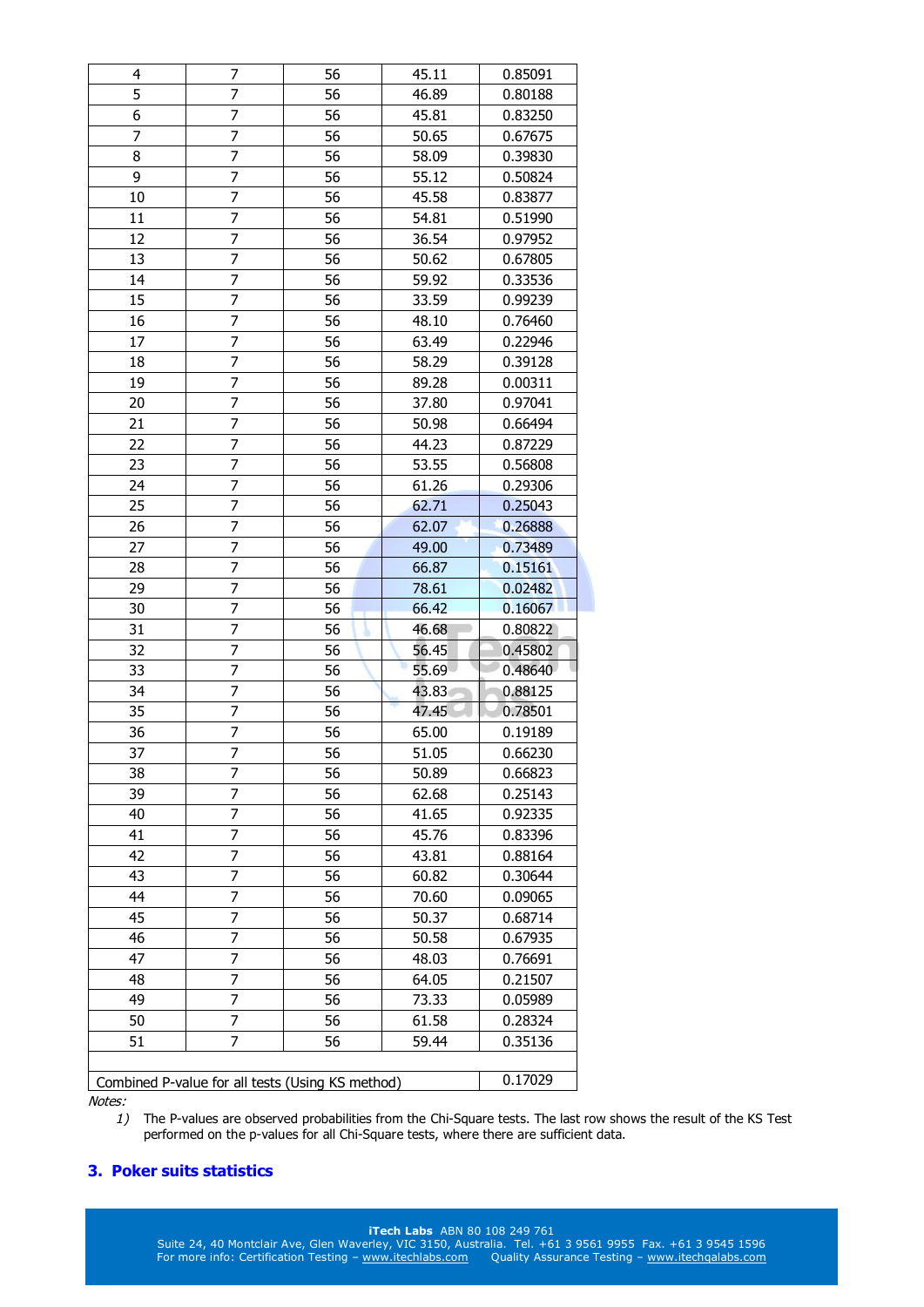| | | | | |
|---|---|---|---|---|
| 4 | 7 | 56 | 45.11 | 0.85091 |
| 5 | 7 | 56 | 46.89 | 0.80188 |
| 6 | 7 | 56 | 45.81 | 0.83250 |
| 7 | 7 | 56 | 50.65 | 0.67675 |
| 8 | 7 | 56 | 58.09 | 0.39830 |
| 9 | 7 | 56 | 55.12 | 0.50824 |
| 10 | 7 | 56 | 45.58 | 0.83877 |
| 11 | 7 | 56 | 54.81 | 0.51990 |
| 12 | 7 | 56 | 36.54 | 0.97952 |
| 13 | 7 | 56 | 50.62 | 0.67805 |
| 14 | 7 | 56 | 59.92 | 0.33536 |
| 15 | 7 | 56 | 33.59 | 0.99239 |
| 16 | 7 | 56 | 48.10 | 0.76460 |
| 17 | 7 | 56 | 63.49 | 0.22946 |
| 18 | 7 | 56 | 58.29 | 0.39128 |
| 19 | 7 | 56 | 89.28 | 0.00311 |
| 20 | 7 | 56 | 37.80 | 0.97041 |
| 21 | 7 | 56 | 50.98 | 0.66494 |
| 22 | 7 | 56 | 44.23 | 0.87229 |
| 23 | 7 | 56 | 53.55 | 0.56808 |
| 24 | 7 | 56 | 61.26 | 0.29306 |
| 25 | 7 | 56 | 62.71 | 0.25043 |
| 26 | 7 | 56 | 62.07 | 0.26888 |
| 27 | 7 | 56 | 49.00 | 0.73489 |
| 28 | 7 | 56 | 66.87 | 0.15161 |
| 29 | 7 | 56 | 78.61 | 0.02482 |
| 30 | 7 | 56 | 66.42 | 0.16067 |
| 31 | 7 | 56 | 46.68 | 0.80822 |
| 32 | 7 | 56 | 56.45 | 0.45802 |
| 33 | 7 | 56 | 55.69 | 0.48640 |
| 34 | 7 | 56 | 43.83 | 0.88125 |
| 35 | 7 | 56 | 47.45 | 0.78501 |
| 36 | 7 | 56 | 65.00 | 0.19189 |
| 37 | 7 | 56 | 51.05 | 0.66230 |
| 38 | 7 | 56 | 50.89 | 0.66823 |
| 39 | 7 | 56 | 62.68 | 0.25143 |
| 40 | 7 | 56 | 41.65 | 0.92335 |
| 41 | 7 | 56 | 45.76 | 0.83396 |
| 42 | 7 | 56 | 43.81 | 0.88164 |
| 43 | 7 | 56 | 60.82 | 0.30644 |
| 44 | 7 | 56 | 70.60 | 0.09065 |
| 45 | 7 | 56 | 50.37 | 0.68714 |
| 46 | 7 | 56 | 50.58 | 0.67935 |
| 47 | 7 | 56 | 48.03 | 0.76691 |
| 48 | 7 | 56 | 64.05 | 0.21507 |
| 49 | 7 | 56 | 73.33 | 0.05989 |
| 50 | 7 | 56 | 61.58 | 0.28324 |
| 51 | 7 | 56 | 59.44 | 0.35136 |
| | | | | |
| Combined P-value for all tests (Using KS method) | | | | 0.17029 |

*Notes:*

1) The P-values are observed probabilities from the Chi-Square tests. The last row shows the result of the KS Test performed on the p-values for all Chi-Square tests, where there are sufficient data.

## 3. Poker suits statistics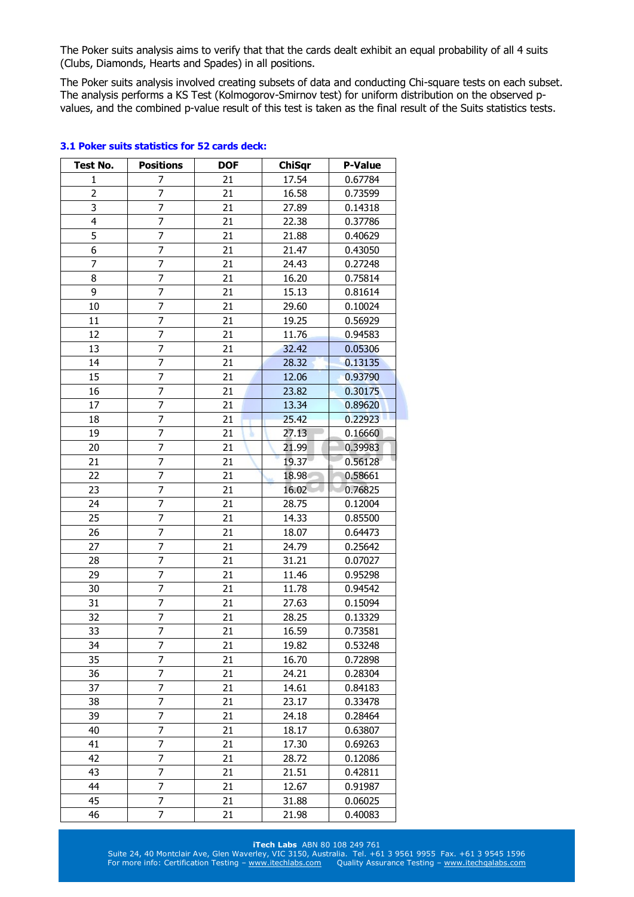The Poker suits analysis aims to verify that that the cards dealt exhibit an equal probability of all 4 suits (Clubs, Diamonds, Hearts and Spades) in all positions.

The Poker suits analysis involved creating subsets of data and conducting Chi-square tests on each subset. The analysis performs a KS Test (Kolmogorov-Smirnov test) for uniform distribution on the observed p-values, and the combined p-value result of this test is taken as the final result of the Suits statistics tests.

### 3.1 Poker suits statistics for 52 cards deck:

| Test No. | Positions | DOF | ChiSqr | P-Value |
|---|---|---|---|---|
| 1 | 7 | 21 | 17.54 | 0.67784 |
| 2 | 7 | 21 | 16.58 | 0.73599 |
| 3 | 7 | 21 | 27.89 | 0.14318 |
| 4 | 7 | 21 | 22.38 | 0.37786 |
| 5 | 7 | 21 | 21.88 | 0.40629 |
| 6 | 7 | 21 | 21.47 | 0.43050 |
| 7 | 7 | 21 | 24.43 | 0.27248 |
| 8 | 7 | 21 | 16.20 | 0.75814 |
| 9 | 7 | 21 | 15.13 | 0.81614 |
| 10 | 7 | 21 | 29.60 | 0.10024 |
| 11 | 7 | 21 | 19.25 | 0.56929 |
| 12 | 7 | 21 | 11.76 | 0.94583 |
| 13 | 7 | 21 | 32.42 | 0.05306 |
| 14 | 7 | 21 | 28.32 | 0.13135 |
| 15 | 7 | 21 | 12.06 | 0.93790 |
| 16 | 7 | 21 | 23.82 | 0.30175 |
| 17 | 7 | 21 | 13.34 | 0.89620 |
| 18 | 7 | 21 | 25.42 | 0.22923 |
| 19 | 7 | 21 | 27.13 | 0.16660 |
| 20 | 7 | 21 | 21.99 | 0.39983 |
| 21 | 7 | 21 | 19.37 | 0.56128 |
| 22 | 7 | 21 | 18.98 | 0.58661 |
| 23 | 7 | 21 | 16.02 | 0.76825 |
| 24 | 7 | 21 | 28.75 | 0.12004 |
| 25 | 7 | 21 | 14.33 | 0.85500 |
| 26 | 7 | 21 | 18.07 | 0.64473 |
| 27 | 7 | 21 | 24.79 | 0.25642 |
| 28 | 7 | 21 | 31.21 | 0.07027 |
| 29 | 7 | 21 | 11.46 | 0.95298 |
| 30 | 7 | 21 | 11.78 | 0.94542 |
| 31 | 7 | 21 | 27.63 | 0.15094 |
| 32 | 7 | 21 | 28.25 | 0.13329 |
| 33 | 7 | 21 | 16.59 | 0.73581 |
| 34 | 7 | 21 | 19.82 | 0.53248 |
| 35 | 7 | 21 | 16.70 | 0.72898 |
| 36 | 7 | 21 | 24.21 | 0.28304 |
| 37 | 7 | 21 | 14.61 | 0.84183 |
| 38 | 7 | 21 | 23.17 | 0.33478 |
| 39 | 7 | 21 | 24.18 | 0.28464 |
| 40 | 7 | 21 | 18.17 | 0.63807 |
| 41 | 7 | 21 | 17.30 | 0.69263 |
| 42 | 7 | 21 | 28.72 | 0.12086 |
| 43 | 7 | 21 | 21.51 | 0.42811 |
| 44 | 7 | 21 | 12.67 | 0.91987 |
| 45 | 7 | 21 | 31.88 | 0.06025 |
| 46 | 7 | 21 | 21.98 | 0.40083 |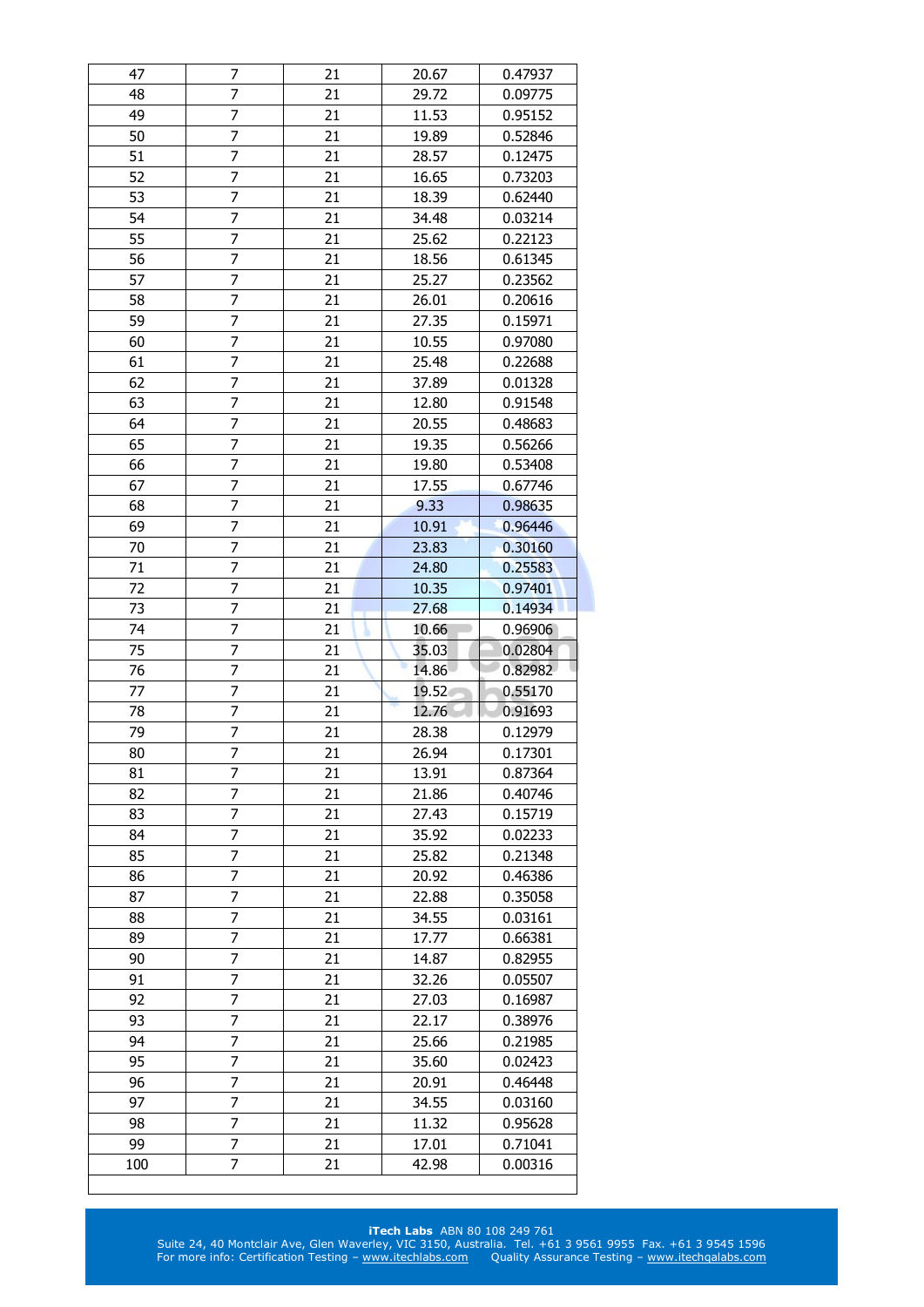| | | | | |
|---|---|---|---|---|
| 47 | 7 | 21 | 20.67 | 0.47937 |
| 48 | 7 | 21 | 29.72 | 0.09775 |
| 49 | 7 | 21 | 11.53 | 0.95152 |
| 50 | 7 | 21 | 19.89 | 0.52846 |
| 51 | 7 | 21 | 28.57 | 0.12475 |
| 52 | 7 | 21 | 16.65 | 0.73203 |
| 53 | 7 | 21 | 18.39 | 0.62440 |
| 54 | 7 | 21 | 34.48 | 0.03214 |
| 55 | 7 | 21 | 25.62 | 0.22123 |
| 56 | 7 | 21 | 18.56 | 0.61345 |
| 57 | 7 | 21 | 25.27 | 0.23562 |
| 58 | 7 | 21 | 26.01 | 0.20616 |
| 59 | 7 | 21 | 27.35 | 0.15971 |
| 60 | 7 | 21 | 10.55 | 0.97080 |
| 61 | 7 | 21 | 25.48 | 0.22688 |
| 62 | 7 | 21 | 37.89 | 0.01328 |
| 63 | 7 | 21 | 12.80 | 0.91548 |
| 64 | 7 | 21 | 20.55 | 0.48683 |
| 65 | 7 | 21 | 19.35 | 0.56266 |
| 66 | 7 | 21 | 19.80 | 0.53408 |
| 67 | 7 | 21 | 17.55 | 0.67746 |
| 68 | 7 | 21 | 9.33 | 0.98635 |
| 69 | 7 | 21 | 10.91 | 0.96446 |
| 70 | 7 | 21 | 23.83 | 0.30160 |
| 71 | 7 | 21 | 24.80 | 0.25583 |
| 72 | 7 | 21 | 10.35 | 0.97401 |
| 73 | 7 | 21 | 27.68 | 0.14934 |
| 74 | 7 | 21 | 10.66 | 0.96906 |
| 75 | 7 | 21 | 35.03 | 0.02804 |
| 76 | 7 | 21 | 14.86 | 0.82982 |
| 77 | 7 | 21 | 19.52 | 0.55170 |
| 78 | 7 | 21 | 12.76 | 0.91693 |
| 79 | 7 | 21 | 28.38 | 0.12979 |
| 80 | 7 | 21 | 26.94 | 0.17301 |
| 81 | 7 | 21 | 13.91 | 0.87364 |
| 82 | 7 | 21 | 21.86 | 0.40746 |
| 83 | 7 | 21 | 27.43 | 0.15719 |
| 84 | 7 | 21 | 35.92 | 0.02233 |
| 85 | 7 | 21 | 25.82 | 0.21348 |
| 86 | 7 | 21 | 20.92 | 0.46386 |
| 87 | 7 | 21 | 22.88 | 0.35058 |
| 88 | 7 | 21 | 34.55 | 0.03161 |
| 89 | 7 | 21 | 17.77 | 0.66381 |
| 90 | 7 | 21 | 14.87 | 0.82955 |
| 91 | 7 | 21 | 32.26 | 0.05507 |
| 92 | 7 | 21 | 27.03 | 0.16987 |
| 93 | 7 | 21 | 22.17 | 0.38976 |
| 94 | 7 | 21 | 25.66 | 0.21985 |
| 95 | 7 | 21 | 35.60 | 0.02423 |
| 96 | 7 | 21 | 20.91 | 0.46448 |
| 97 | 7 | 21 | 34.55 | 0.03160 |
| 98 | 7 | 21 | 11.32 | 0.95628 |
| 99 | 7 | 21 | 17.01 | 0.71041 |
| 100 | 7 | 21 | 42.98 | 0.00316 |
| | | | | |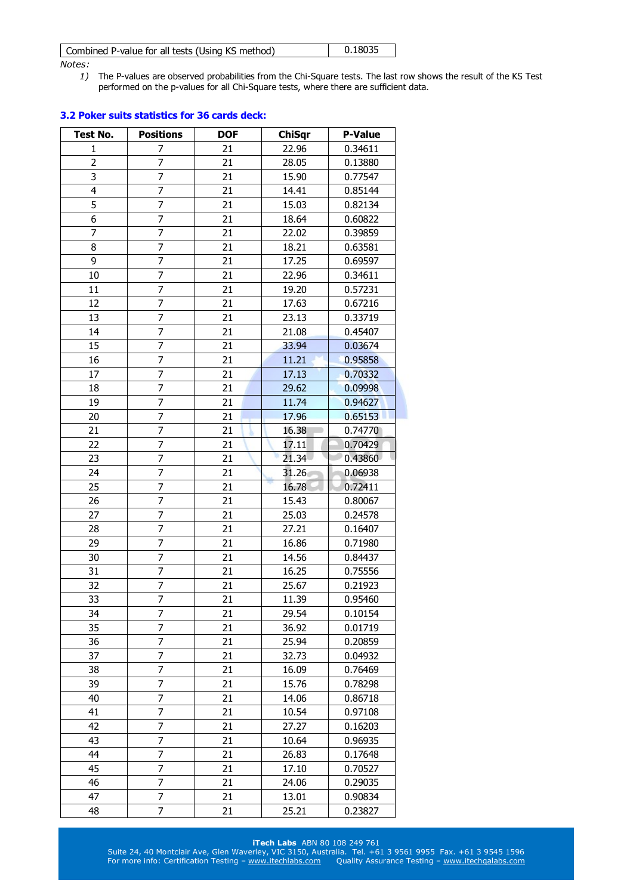| Combined P-value for all tests (Using KS method) | 0.18035 |
|---|---|

*Notes:*

1) The P-values are observed probabilities from the Chi-Square tests. The last row shows the result of the KS Test performed on the p-values for all Chi-Square tests, where there are sufficient data.

### 3.2 Poker suits statistics for 36 cards deck:

| Test No. | Positions | DOF | ChiSqr | P-Value |
|---|---|---|---|---|
| 1 | 7 | 21 | 22.96 | 0.34611 |
| 2 | 7 | 21 | 28.05 | 0.13880 |
| 3 | 7 | 21 | 15.90 | 0.77547 |
| 4 | 7 | 21 | 14.41 | 0.85144 |
| 5 | 7 | 21 | 15.03 | 0.82134 |
| 6 | 7 | 21 | 18.64 | 0.60822 |
| 7 | 7 | 21 | 22.02 | 0.39859 |
| 8 | 7 | 21 | 18.21 | 0.63581 |
| 9 | 7 | 21 | 17.25 | 0.69597 |
| 10 | 7 | 21 | 22.96 | 0.34611 |
| 11 | 7 | 21 | 19.20 | 0.57231 |
| 12 | 7 | 21 | 17.63 | 0.67216 |
| 13 | 7 | 21 | 23.13 | 0.33719 |
| 14 | 7 | 21 | 21.08 | 0.45407 |
| 15 | 7 | 21 | 33.94 | 0.03674 |
| 16 | 7 | 21 | 11.21 | 0.95858 |
| 17 | 7 | 21 | 17.13 | 0.70332 |
| 18 | 7 | 21 | 29.62 | 0.09998 |
| 19 | 7 | 21 | 11.74 | 0.94627 |
| 20 | 7 | 21 | 17.96 | 0.65153 |
| 21 | 7 | 21 | 16.38 | 0.74770 |
| 22 | 7 | 21 | 17.11 | 0.70429 |
| 23 | 7 | 21 | 21.34 | 0.43860 |
| 24 | 7 | 21 | 31.26 | 0.06938 |
| 25 | 7 | 21 | 16.78 | 0.72411 |
| 26 | 7 | 21 | 15.43 | 0.80067 |
| 27 | 7 | 21 | 25.03 | 0.24578 |
| 28 | 7 | 21 | 27.21 | 0.16407 |
| 29 | 7 | 21 | 16.86 | 0.71980 |
| 30 | 7 | 21 | 14.56 | 0.84437 |
| 31 | 7 | 21 | 16.25 | 0.75556 |
| 32 | 7 | 21 | 25.67 | 0.21923 |
| 33 | 7 | 21 | 11.39 | 0.95460 |
| 34 | 7 | 21 | 29.54 | 0.10154 |
| 35 | 7 | 21 | 36.92 | 0.01719 |
| 36 | 7 | 21 | 25.94 | 0.20859 |
| 37 | 7 | 21 | 32.73 | 0.04932 |
| 38 | 7 | 21 | 16.09 | 0.76469 |
| 39 | 7 | 21 | 15.76 | 0.78298 |
| 40 | 7 | 21 | 14.06 | 0.86718 |
| 41 | 7 | 21 | 10.54 | 0.97108 |
| 42 | 7 | 21 | 27.27 | 0.16203 |
| 43 | 7 | 21 | 10.64 | 0.96935 |
| 44 | 7 | 21 | 26.83 | 0.17648 |
| 45 | 7 | 21 | 17.10 | 0.70527 |
| 46 | 7 | 21 | 24.06 | 0.29035 |
| 47 | 7 | 21 | 13.01 | 0.90834 |
| 48 | 7 | 21 | 25.21 | 0.23827 |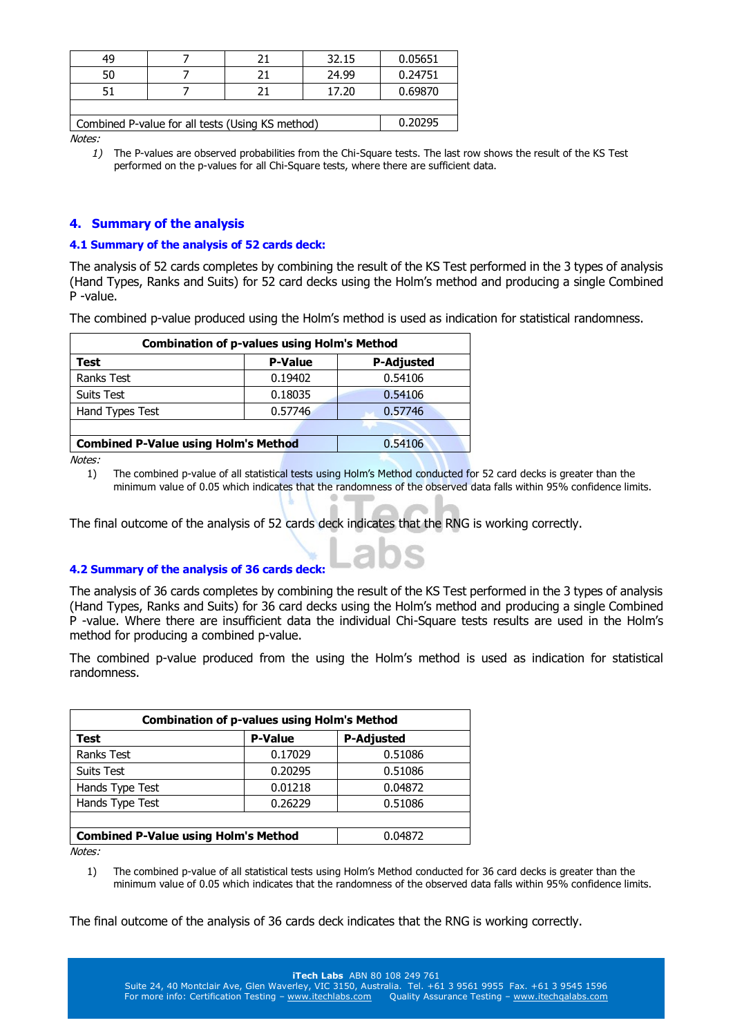| 49 | 7 | 21 | 32.15 | 0.05651 |
|---|---|---|---|---|
| 50 | 7 | 21 | 24.99 | 0.24751 |
| 51 | 7 | 21 | 17.20 | 0.69870 |
| | | | | |
| Combined P-value for all tests (Using KS method) | | | | 0.20295 |

*Notes:*

1) The P-values are observed probabilities from the Chi-Square tests. The last row shows the result of the KS Test performed on the p-values for all Chi-Square tests, where there are sufficient data.

## 4. Summary of the analysis

### 4.1 Summary of the analysis of 52 cards deck:

The analysis of 52 cards completes by combining the result of the KS Test performed in the 3 types of analysis (Hand Types, Ranks and Suits) for 52 card decks using the Holm's method and producing a single Combined P -value.

The combined p-value produced using the Holm's method is used as indication for statistical randomness.

| **Combination of p-values using Holm's Method** | | |
|---|---|---|
| **Test** | **P-Value** | **P-Adjusted** |
| Ranks Test | 0.19402 | 0.54106 |
| Suits Test | 0.18035 | 0.54106 |
| Hand Types Test | 0.57746 | 0.57746 |
| | | |
| **Combined P-Value using Holm's Method** | | 0.54106 |

*Notes:*

1) The combined p-value of all statistical tests using Holm's Method conducted for 52 card decks is greater than the minimum value of 0.05 which indicates that the randomness of the observed data falls within 95% confidence limits.

The final outcome of the analysis of 52 cards deck indicates that the RNG is working correctly.

### 4.2 Summary of the analysis of 36 cards deck:

The analysis of 36 cards completes by combining the result of the KS Test performed in the 3 types of analysis (Hand Types, Ranks and Suits) for 36 card decks using the Holm's method and producing a single Combined P -value. Where there are insufficient data the individual Chi-Square tests results are used in the Holm's method for producing a combined p-value.

The combined p-value produced from the using the Holm's method is used as indication for statistical randomness.

| **Combination of p-values using Holm's Method** | | |
|---|---|---|
| **Test** | **P-Value** | **P-Adjusted** |
| Ranks Test | 0.17029 | 0.51086 |
| Suits Test | 0.20295 | 0.51086 |
| Hands Type Test | 0.01218 | 0.04872 |
| Hands Type Test | 0.26229 | 0.51086 |
| | | |
| **Combined P-Value using Holm's Method** | | 0.04872 |

*Notes:*

1) The combined p-value of all statistical tests using Holm's Method conducted for 36 card decks is greater than the minimum value of 0.05 which indicates that the randomness of the observed data falls within 95% confidence limits.

The final outcome of the analysis of 36 cards deck indicates that the RNG is working correctly.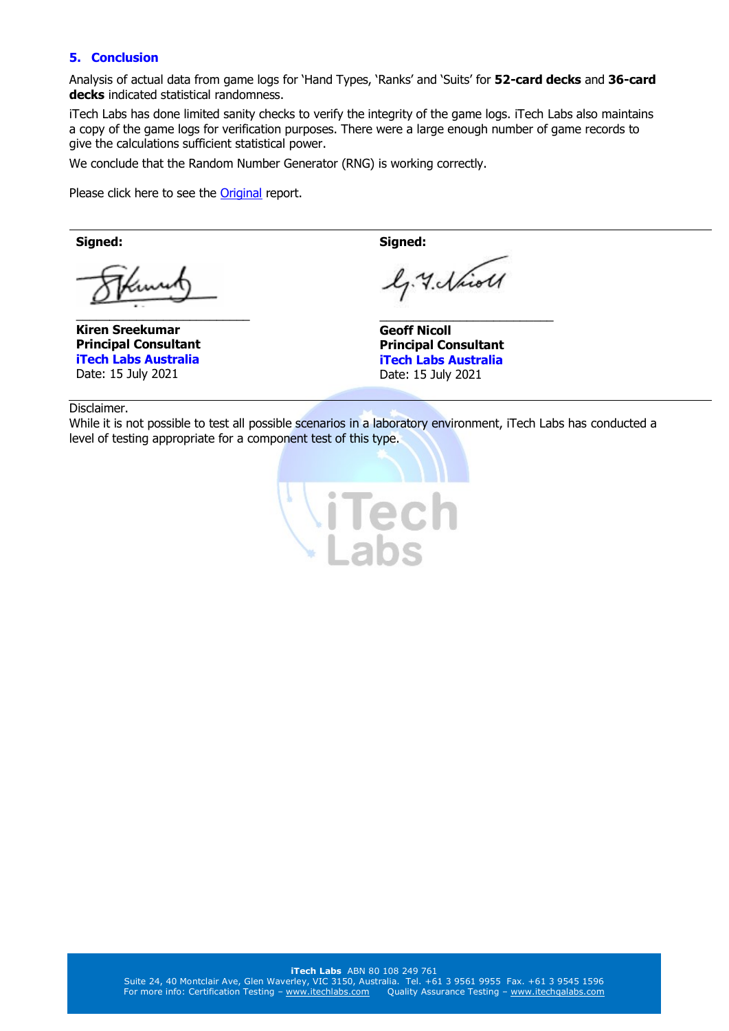## 5. Conclusion

Analysis of actual data from game logs for 'Hand Types, 'Ranks' and 'Suits' for **52-card decks** and **36-card decks** indicated statistical randomness.

iTech Labs has done limited sanity checks to verify the integrity of the game logs. iTech Labs also maintains a copy of the game logs for verification purposes. There were a large enough number of game records to give the calculations sufficient statistical power.

We conclude that the Random Number Generator (RNG) is working correctly.

Please click here to see the Original report.

**Signed:**

**Kiren Sreekumar**
**Principal Consultant**
**iTech Labs Australia**
Date: 15 July 2021

**Signed:**

**Geoff Nicoll**
**Principal Consultant**
**iTech Labs Australia**
Date: 15 July 2021

Disclaimer.
While it is not possible to test all possible scenarios in a laboratory environment, iTech Labs has conducted a level of testing appropriate for a component test of this type.

**iTech Labs** ABN 80 108 249 761
Suite 24, 40 Montclair Ave, Glen Waverley, VIC 3150, Australia. Tel. +61 3 9561 9955 Fax. +61 3 9545 1596
For more info: Certification Testing – www.itechlabs.com Quality Assurance Testing – www.itechqalabs.com